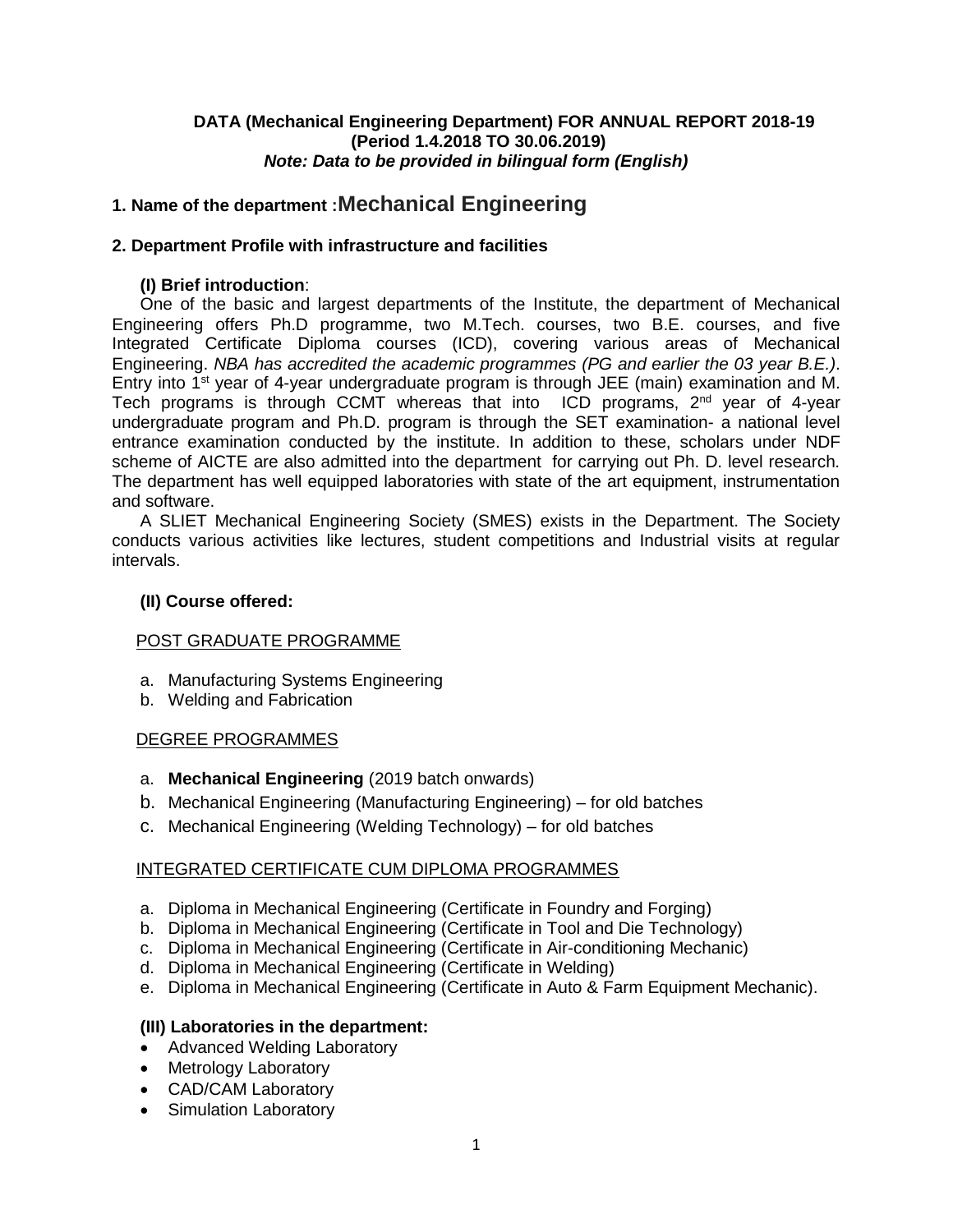**DATA (Mechanical Engineering Department) FOR ANNUAL REPORT 2018-19**
**(Period 1.4.2018 TO 30.06.2019)**
***Note: Data to be provided in bilingual form (English)***

## 1. Name of the department : Mechanical Engineering

## 2. Department Profile with infrastructure and facilities

### (I) Brief introduction:

One of the basic and largest departments of the Institute, the department of Mechanical Engineering offers Ph.D programme, two M.Tech. courses, two B.E. courses, and five Integrated Certificate Diploma courses (ICD), covering various areas of Mechanical Engineering. *NBA has accredited the academic programmes (PG and earlier the 03 year B.E.)*. Entry into 1st year of 4-year undergraduate program is through JEE (main) examination and M. Tech programs is through CCMT whereas that into ICD programs, 2nd year of 4-year undergraduate program and Ph.D. program is through the SET examination- a national level entrance examination conducted by the institute. In addition to these, scholars under NDF scheme of AICTE are also admitted into the department for carrying out Ph. D. level research. The department has well equipped laboratories with state of the art equipment, instrumentation and software.

A SLIET Mechanical Engineering Society (SMES) exists in the Department. The Society conducts various activities like lectures, student competitions and Industrial visits at regular intervals.

### (II) Course offered:

POST GRADUATE PROGRAMME

a. Manufacturing Systems Engineering
b. Welding and Fabrication

DEGREE PROGRAMMES

a. **Mechanical Engineering** (2019 batch onwards)
b. Mechanical Engineering (Manufacturing Engineering) – for old batches
c. Mechanical Engineering (Welding Technology) – for old batches

INTEGRATED CERTIFICATE CUM DIPLOMA PROGRAMMES

a. Diploma in Mechanical Engineering (Certificate in Foundry and Forging)
b. Diploma in Mechanical Engineering (Certificate in Tool and Die Technology)
c. Diploma in Mechanical Engineering (Certificate in Air-conditioning Mechanic)
d. Diploma in Mechanical Engineering (Certificate in Welding)
e. Diploma in Mechanical Engineering (Certificate in Auto & Farm Equipment Mechanic).

### (III) Laboratories in the department:

- Advanced Welding Laboratory
- Metrology Laboratory
- CAD/CAM Laboratory
- Simulation Laboratory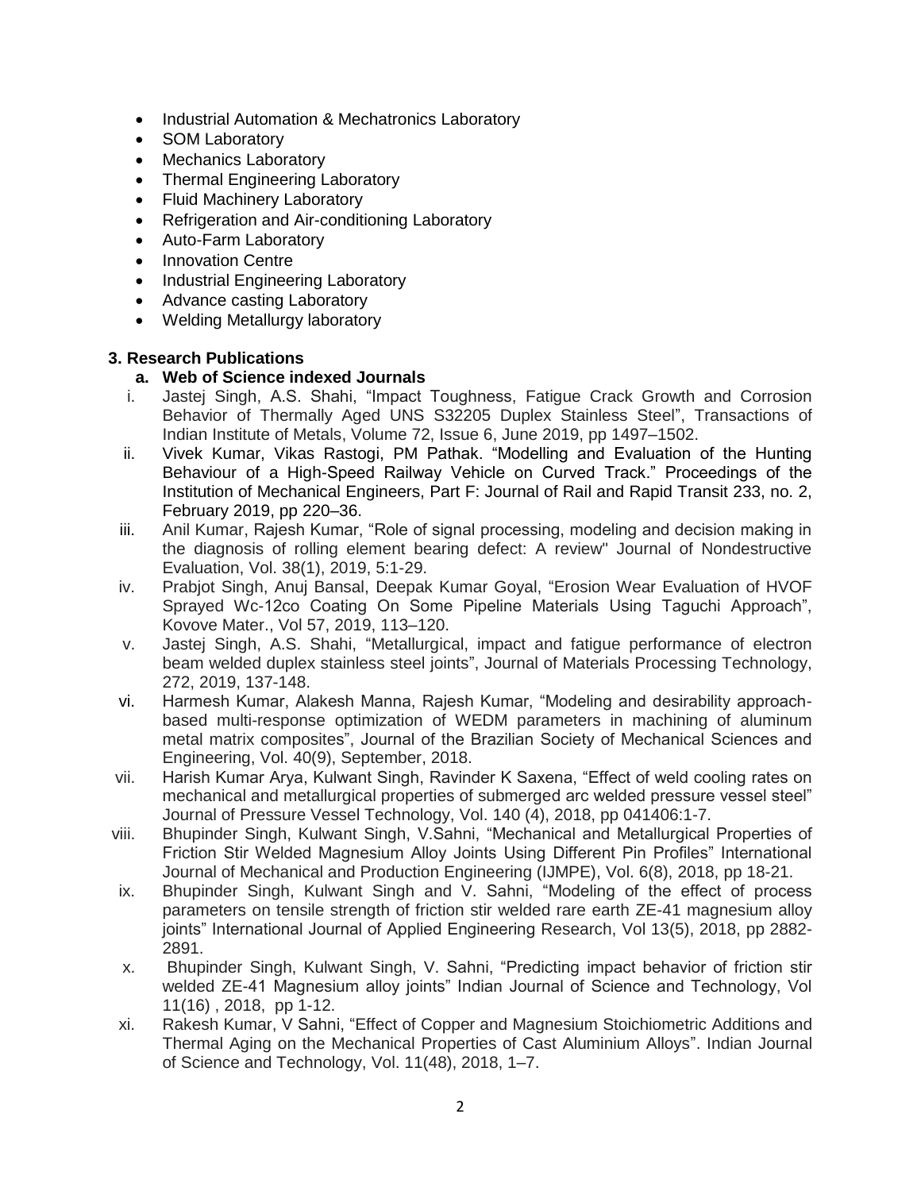- Industrial Automation & Mechatronics Laboratory
- SOM Laboratory
- Mechanics Laboratory
- Thermal Engineering Laboratory
- Fluid Machinery Laboratory
- Refrigeration and Air-conditioning Laboratory
- Auto-Farm Laboratory
- Innovation Centre
- Industrial Engineering Laboratory
- Advance casting Laboratory
- Welding Metallurgy laboratory

### 3. Research Publications

#### a. Web of Science indexed Journals

i. Jastej Singh, A.S. Shahi, "Impact Toughness, Fatigue Crack Growth and Corrosion Behavior of Thermally Aged UNS S32205 Duplex Stainless Steel", Transactions of Indian Institute of Metals, Volume 72, Issue 6, June 2019, pp 1497–1502.

ii. Vivek Kumar, Vikas Rastogi, PM Pathak. "Modelling and Evaluation of the Hunting Behaviour of a High-Speed Railway Vehicle on Curved Track." Proceedings of the Institution of Mechanical Engineers, Part F: Journal of Rail and Rapid Transit 233, no. 2, February 2019, pp 220–36.

iii. Anil Kumar, Rajesh Kumar, "Role of signal processing, modeling and decision making in the diagnosis of rolling element bearing defect: A review" Journal of Nondestructive Evaluation, Vol. 38(1), 2019, 5:1-29.

iv. Prabjot Singh, Anuj Bansal, Deepak Kumar Goyal, "Erosion Wear Evaluation of HVOF Sprayed Wc-12co Coating On Some Pipeline Materials Using Taguchi Approach", Kovove Mater., Vol 57, 2019, 113–120.

v. Jastej Singh, A.S. Shahi, "Metallurgical, impact and fatigue performance of electron beam welded duplex stainless steel joints", Journal of Materials Processing Technology, 272, 2019, 137-148.

vi. Harmesh Kumar, Alakesh Manna, Rajesh Kumar, "Modeling and desirability approach-based multi-response optimization of WEDM parameters in machining of aluminum metal matrix composites", Journal of the Brazilian Society of Mechanical Sciences and Engineering, Vol. 40(9), September, 2018.

vii. Harish Kumar Arya, Kulwant Singh, Ravinder K Saxena, "Effect of weld cooling rates on mechanical and metallurgical properties of submerged arc welded pressure vessel steel" Journal of Pressure Vessel Technology, Vol. 140 (4), 2018, pp 041406:1-7.

viii. Bhupinder Singh, Kulwant Singh, V.Sahni, "Mechanical and Metallurgical Properties of Friction Stir Welded Magnesium Alloy Joints Using Different Pin Profiles" International Journal of Mechanical and Production Engineering (IJMPE), Vol. 6(8), 2018, pp 18-21.

ix. Bhupinder Singh, Kulwant Singh and V. Sahni, "Modeling of the effect of process parameters on tensile strength of friction stir welded rare earth ZE-41 magnesium alloy joints" International Journal of Applied Engineering Research, Vol 13(5), 2018, pp 2882-2891.

x. Bhupinder Singh, Kulwant Singh, V. Sahni, "Predicting impact behavior of friction stir welded ZE-41 Magnesium alloy joints" Indian Journal of Science and Technology, Vol 11(16) , 2018, pp 1-12.

xi. Rakesh Kumar, V Sahni, "Effect of Copper and Magnesium Stoichiometric Additions and Thermal Aging on the Mechanical Properties of Cast Aluminium Alloys". Indian Journal of Science and Technology, Vol. 11(48), 2018, 1–7.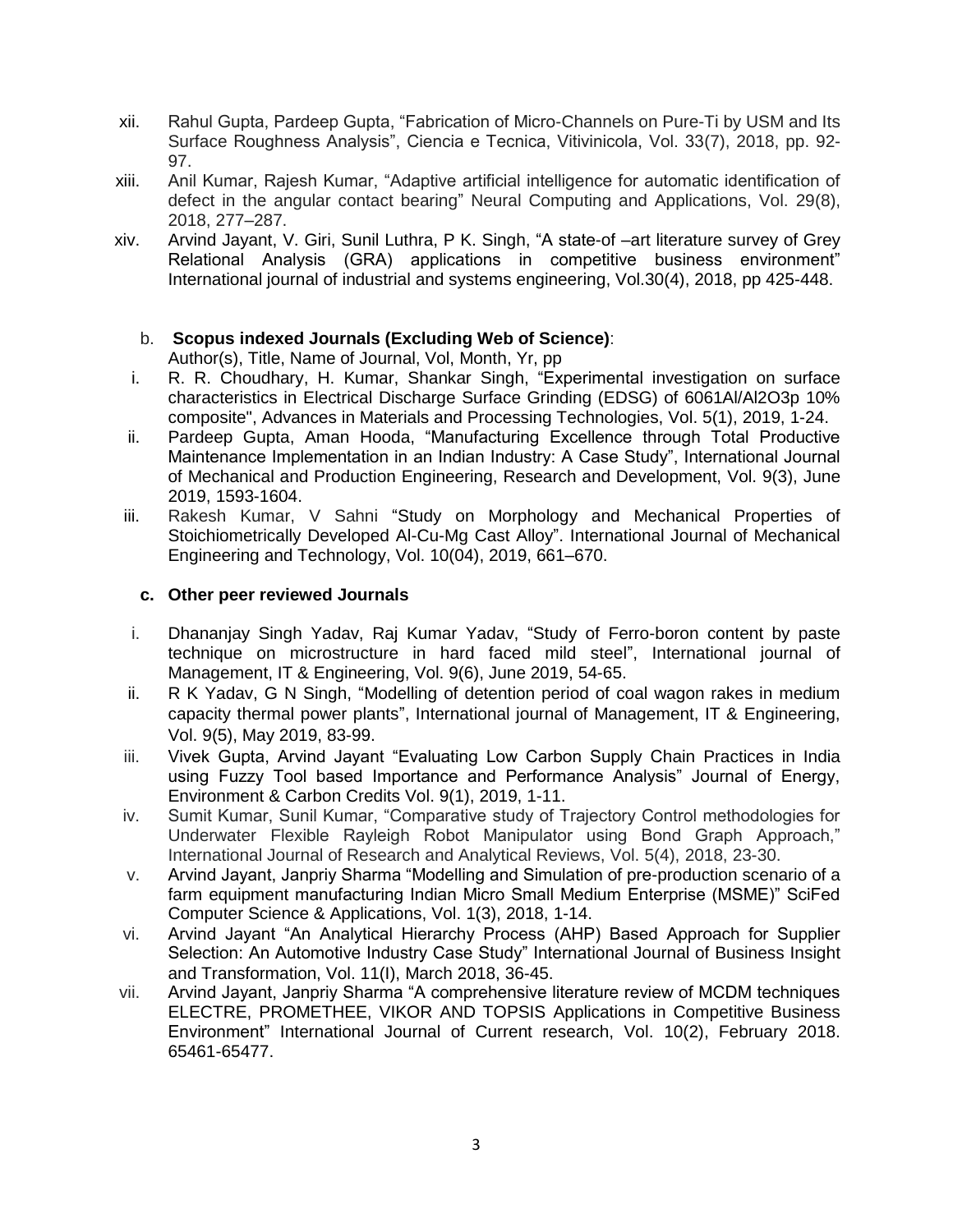xii. Rahul Gupta, Pardeep Gupta, "Fabrication of Micro-Channels on Pure-Ti by USM and Its Surface Roughness Analysis", Ciencia e Tecnica, Vitivinicola, Vol. 33(7), 2018, pp. 92-97.

xiii. Anil Kumar, Rajesh Kumar, "Adaptive artificial intelligence for automatic identification of defect in the angular contact bearing" Neural Computing and Applications, Vol. 29(8), 2018, 277–287.

xiv. Arvind Jayant, V. Giri, Sunil Luthra, P K. Singh, "A state-of –art literature survey of Grey Relational Analysis (GRA) applications in competitive business environment" International journal of industrial and systems engineering, Vol.30(4), 2018, pp 425-448.

b. **Scopus indexed Journals (Excluding Web of Science)**:

Author(s), Title, Name of Journal, Vol, Month, Yr, pp

i. R. R. Choudhary, H. Kumar, Shankar Singh, "Experimental investigation on surface characteristics in Electrical Discharge Surface Grinding (EDSG) of 6061Al/Al2O3p 10% composite", Advances in Materials and Processing Technologies, Vol. 5(1), 2019, 1-24.

ii. Pardeep Gupta, Aman Hooda, "Manufacturing Excellence through Total Productive Maintenance Implementation in an Indian Industry: A Case Study", International Journal of Mechanical and Production Engineering, Research and Development, Vol. 9(3), June 2019, 1593-1604.

iii. Rakesh Kumar, V Sahni "Study on Morphology and Mechanical Properties of Stoichiometrically Developed Al-Cu-Mg Cast Alloy". International Journal of Mechanical Engineering and Technology, Vol. 10(04), 2019, 661–670.

**c. Other peer reviewed Journals**

i. Dhananjay Singh Yadav, Raj Kumar Yadav, "Study of Ferro-boron content by paste technique on microstructure in hard faced mild steel", International journal of Management, IT & Engineering, Vol. 9(6), June 2019, 54-65.

ii. R K Yadav, G N Singh, "Modelling of detention period of coal wagon rakes in medium capacity thermal power plants", International journal of Management, IT & Engineering, Vol. 9(5), May 2019, 83-99.

iii. Vivek Gupta, Arvind Jayant "Evaluating Low Carbon Supply Chain Practices in India using Fuzzy Tool based Importance and Performance Analysis" Journal of Energy, Environment & Carbon Credits Vol. 9(1), 2019, 1-11.

iv. Sumit Kumar, Sunil Kumar, "Comparative study of Trajectory Control methodologies for Underwater Flexible Rayleigh Robot Manipulator using Bond Graph Approach," International Journal of Research and Analytical Reviews, Vol. 5(4), 2018, 23-30.

v. Arvind Jayant, Janpriy Sharma "Modelling and Simulation of pre-production scenario of a farm equipment manufacturing Indian Micro Small Medium Enterprise (MSME)" SciFed Computer Science & Applications, Vol. 1(3), 2018, 1-14.

vi. Arvind Jayant "An Analytical Hierarchy Process (AHP) Based Approach for Supplier Selection: An Automotive Industry Case Study" International Journal of Business Insight and Transformation, Vol. 11(I), March 2018, 36-45.

vii. Arvind Jayant, Janpriy Sharma "A comprehensive literature review of MCDM techniques ELECTRE, PROMETHEE, VIKOR AND TOPSIS Applications in Competitive Business Environment" International Journal of Current research, Vol. 10(2), February 2018. 65461-65477.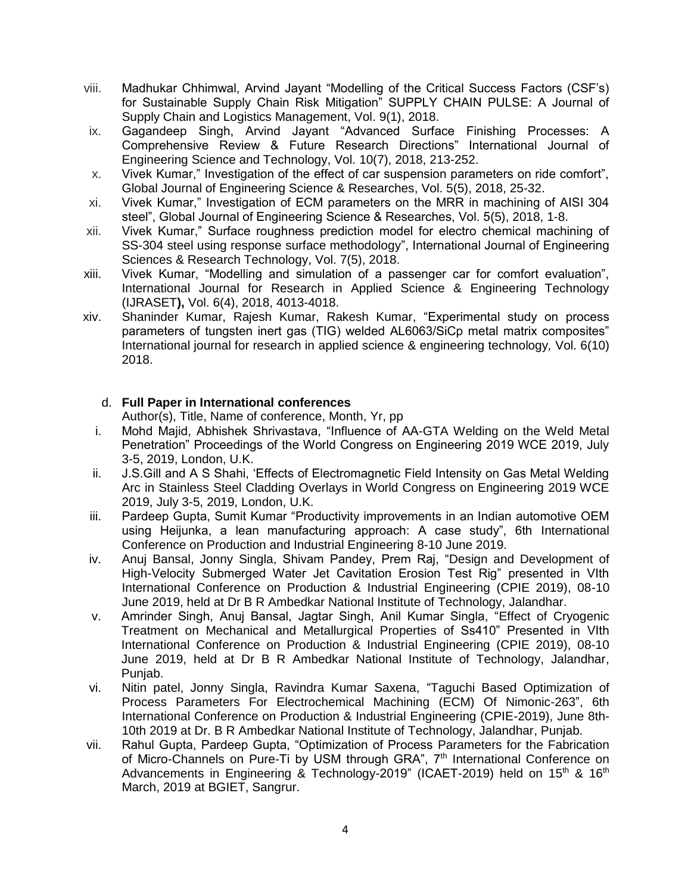viii. Madhukar Chhimwal, Arvind Jayant "Modelling of the Critical Success Factors (CSF's) for Sustainable Supply Chain Risk Mitigation" SUPPLY CHAIN PULSE: A Journal of Supply Chain and Logistics Management, Vol. 9(1), 2018.

ix. Gagandeep Singh, Arvind Jayant "Advanced Surface Finishing Processes: A Comprehensive Review & Future Research Directions" International Journal of Engineering Science and Technology, Vol. 10(7), 2018, 213-252.

x. Vivek Kumar," Investigation of the effect of car suspension parameters on ride comfort", Global Journal of Engineering Science & Researches, Vol. 5(5), 2018, 25-32.

xi. Vivek Kumar," Investigation of ECM parameters on the MRR in machining of AISI 304 steel", Global Journal of Engineering Science & Researches, Vol. 5(5), 2018, 1-8.

xii. Vivek Kumar," Surface roughness prediction model for electro chemical machining of SS-304 steel using response surface methodology", International Journal of Engineering Sciences & Research Technology, Vol. 7(5), 2018.

xiii. Vivek Kumar, "Modelling and simulation of a passenger car for comfort evaluation", International Journal for Research in Applied Science & Engineering Technology (IJRASET**),** Vol. 6(4), 2018, 4013-4018.

xiv. Shaninder Kumar, Rajesh Kumar, Rakesh Kumar, "Experimental study on process parameters of tungsten inert gas (TIG) welded AL6063/SiCp metal matrix composites" International journal for research in applied science & engineering technology*,* Vol. 6(10) 2018.

d. **Full Paper in International conferences**

Author(s), Title, Name of conference, Month, Yr, pp

i. Mohd Majid, Abhishek Shrivastava, "Influence of AA-GTA Welding on the Weld Metal Penetration" Proceedings of the World Congress on Engineering 2019 WCE 2019, July 3-5, 2019, London, U.K.

ii. J.S.Gill and A S Shahi, 'Effects of Electromagnetic Field Intensity on Gas Metal Welding Arc in Stainless Steel Cladding Overlays in World Congress on Engineering 2019 WCE 2019, July 3-5, 2019, London, U.K.

iii. Pardeep Gupta, Sumit Kumar "Productivity improvements in an Indian automotive OEM using Heijunka, a lean manufacturing approach: A case study", 6th International Conference on Production and Industrial Engineering 8-10 June 2019.

iv. Anuj Bansal, Jonny Singla, Shivam Pandey, Prem Raj, "Design and Development of High-Velocity Submerged Water Jet Cavitation Erosion Test Rig" presented in VIth International Conference on Production & Industrial Engineering (CPIE 2019), 08-10 June 2019, held at Dr B R Ambedkar National Institute of Technology, Jalandhar.

v. Amrinder Singh, Anuj Bansal, Jagtar Singh, Anil Kumar Singla, "Effect of Cryogenic Treatment on Mechanical and Metallurgical Properties of Ss410" Presented in VIth International Conference on Production & Industrial Engineering (CPIE 2019), 08-10 June 2019, held at Dr B R Ambedkar National Institute of Technology, Jalandhar, Punjab.

vi. Nitin patel, Jonny Singla, Ravindra Kumar Saxena, "Taguchi Based Optimization of Process Parameters For Electrochemical Machining (ECM) Of Nimonic-263", 6th International Conference on Production & Industrial Engineering (CPIE-2019), June 8th-10th 2019 at Dr. B R Ambedkar National Institute of Technology, Jalandhar, Punjab.

vii. Rahul Gupta, Pardeep Gupta, "Optimization of Process Parameters for the Fabrication of Micro-Channels on Pure-Ti by USM through GRA", 7th International Conference on Advancements in Engineering & Technology-2019" (ICAET-2019) held on 15th & 16th March, 2019 at BGIET, Sangrur.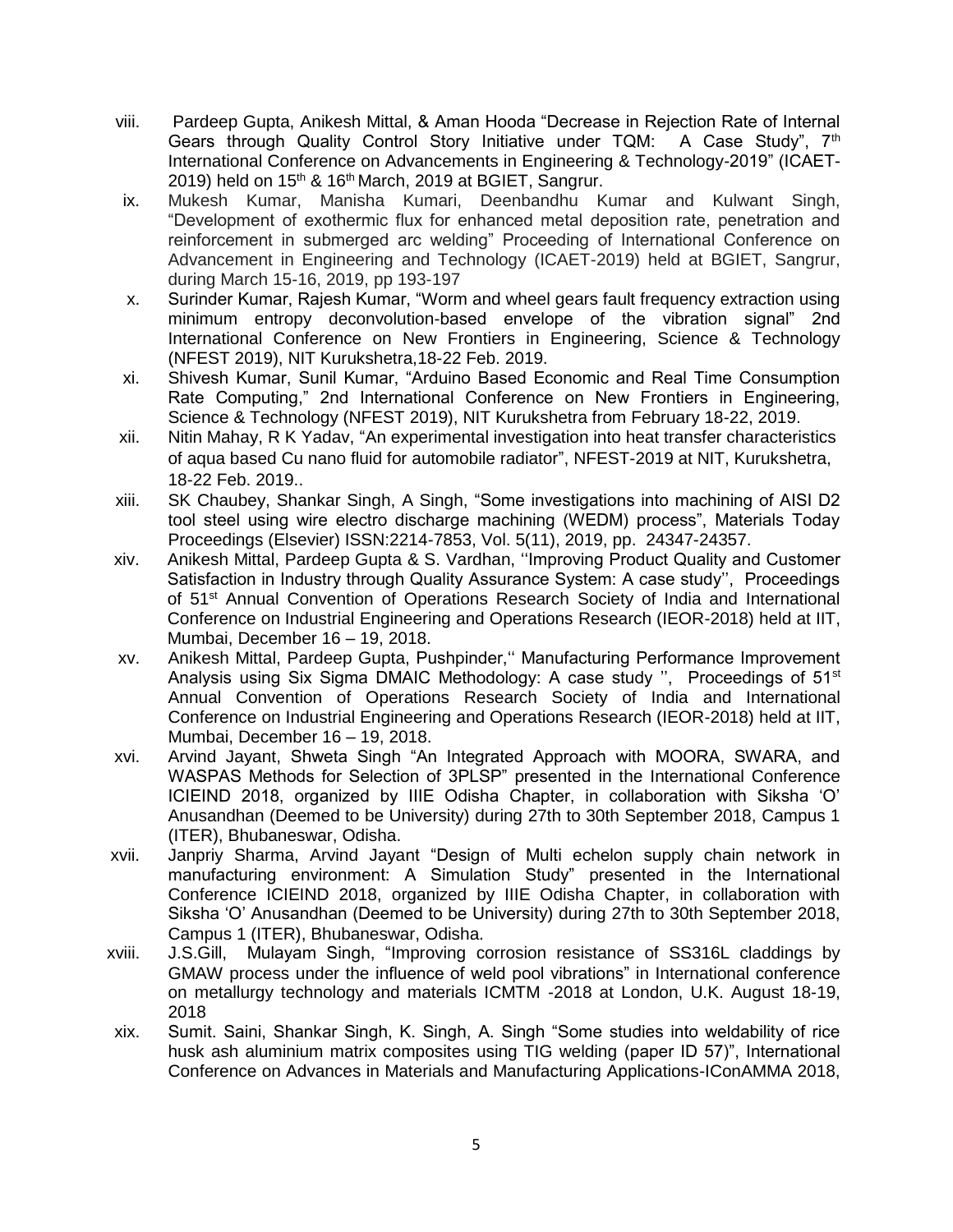viii. Pardeep Gupta, Anikesh Mittal, & Aman Hooda "Decrease in Rejection Rate of Internal Gears through Quality Control Story Initiative under TQM: A Case Study", 7th International Conference on Advancements in Engineering & Technology-2019" (ICAET-2019) held on 15th & 16th March, 2019 at BGIET, Sangrur.

ix. Mukesh Kumar, Manisha Kumari, Deenbandhu Kumar and Kulwant Singh, "Development of exothermic flux for enhanced metal deposition rate, penetration and reinforcement in submerged arc welding" Proceeding of International Conference on Advancement in Engineering and Technology (ICAET-2019) held at BGIET, Sangrur, during March 15-16, 2019, pp 193-197

x. Surinder Kumar, Rajesh Kumar, "Worm and wheel gears fault frequency extraction using minimum entropy deconvolution-based envelope of the vibration signal" 2nd International Conference on New Frontiers in Engineering, Science & Technology (NFEST 2019), NIT Kurukshetra,18-22 Feb. 2019.

xi. Shivesh Kumar, Sunil Kumar, "Arduino Based Economic and Real Time Consumption Rate Computing," 2nd International Conference on New Frontiers in Engineering, Science & Technology (NFEST 2019), NIT Kurukshetra from February 18-22, 2019.

xii. Nitin Mahay, R K Yadav, "An experimental investigation into heat transfer characteristics of aqua based Cu nano fluid for automobile radiator", NFEST-2019 at NIT, Kurukshetra, 18-22 Feb. 2019..

xiii. SK Chaubey, Shankar Singh, A Singh, "Some investigations into machining of AISI D2 tool steel using wire electro discharge machining (WEDM) process", Materials Today Proceedings (Elsevier) ISSN:2214-7853, Vol. 5(11), 2019, pp. 24347-24357.

xiv. Anikesh Mittal, Pardeep Gupta & S. Vardhan, ''Improving Product Quality and Customer Satisfaction in Industry through Quality Assurance System: A case study'', Proceedings of 51st Annual Convention of Operations Research Society of India and International Conference on Industrial Engineering and Operations Research (IEOR-2018) held at IIT, Mumbai, December 16 – 19, 2018.

xv. Anikesh Mittal, Pardeep Gupta, Pushpinder,'' Manufacturing Performance Improvement Analysis using Six Sigma DMAIC Methodology: A case study '', Proceedings of 51st Annual Convention of Operations Research Society of India and International Conference on Industrial Engineering and Operations Research (IEOR-2018) held at IIT, Mumbai, December 16 – 19, 2018.

xvi. Arvind Jayant, Shweta Singh "An Integrated Approach with MOORA, SWARA, and WASPAS Methods for Selection of 3PLSP" presented in the International Conference ICIEIND 2018, organized by IIIE Odisha Chapter, in collaboration with Siksha 'O' Anusandhan (Deemed to be University) during 27th to 30th September 2018, Campus 1 (ITER), Bhubaneswar, Odisha.

xvii. Janpriy Sharma, Arvind Jayant "Design of Multi echelon supply chain network in manufacturing environment: A Simulation Study" presented in the International Conference ICIEIND 2018, organized by IIIE Odisha Chapter, in collaboration with Siksha 'O' Anusandhan (Deemed to be University) during 27th to 30th September 2018, Campus 1 (ITER), Bhubaneswar, Odisha.

xviii. J.S.Gill, Mulayam Singh, "Improving corrosion resistance of SS316L claddings by GMAW process under the influence of weld pool vibrations" in International conference on metallurgy technology and materials ICMTM -2018 at London, U.K. August 18-19, 2018

xix. Sumit. Saini, Shankar Singh, K. Singh, A. Singh "Some studies into weldability of rice husk ash aluminium matrix composites using TIG welding (paper ID 57)", International Conference on Advances in Materials and Manufacturing Applications-IConAMMA 2018,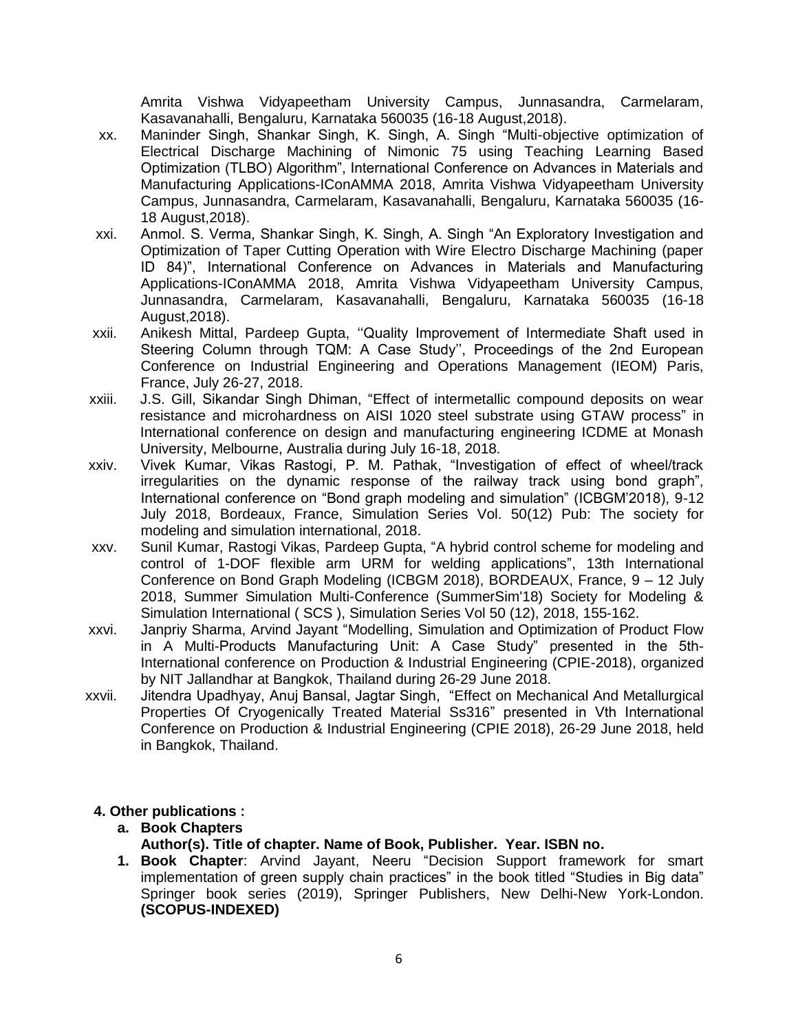Amrita Vishwa Vidyapeetham University Campus, Junnasandra, Carmelaram, Kasavanahalli, Bengaluru, Karnataka 560035 (16-18 August,2018).

xx. Maninder Singh, Shankar Singh, K. Singh, A. Singh "Multi-objective optimization of Electrical Discharge Machining of Nimonic 75 using Teaching Learning Based Optimization (TLBO) Algorithm", International Conference on Advances in Materials and Manufacturing Applications-IConAMMA 2018, Amrita Vishwa Vidyapeetham University Campus, Junnasandra, Carmelaram, Kasavanahalli, Bengaluru, Karnataka 560035 (16-18 August,2018).

xxi. Anmol. S. Verma, Shankar Singh, K. Singh, A. Singh "An Exploratory Investigation and Optimization of Taper Cutting Operation with Wire Electro Discharge Machining (paper ID 84)", International Conference on Advances in Materials and Manufacturing Applications-IConAMMA 2018, Amrita Vishwa Vidyapeetham University Campus, Junnasandra, Carmelaram, Kasavanahalli, Bengaluru, Karnataka 560035 (16-18 August,2018).

xxii. Anikesh Mittal, Pardeep Gupta, ''Quality Improvement of Intermediate Shaft used in Steering Column through TQM: A Case Study'', Proceedings of the 2nd European Conference on Industrial Engineering and Operations Management (IEOM) Paris, France, July 26-27, 2018.

xxiii. J.S. Gill, Sikandar Singh Dhiman, "Effect of intermetallic compound deposits on wear resistance and microhardness on AISI 1020 steel substrate using GTAW process" in International conference on design and manufacturing engineering ICDME at Monash University, Melbourne, Australia during July 16-18, 2018.

xxiv. Vivek Kumar, Vikas Rastogi, P. M. Pathak, "Investigation of effect of wheel/track irregularities on the dynamic response of the railway track using bond graph", International conference on "Bond graph modeling and simulation" (ICBGM'2018), 9-12 July 2018, Bordeaux, France, Simulation Series Vol. 50(12) Pub: The society for modeling and simulation international, 2018.

xxv. Sunil Kumar, Rastogi Vikas, Pardeep Gupta, "A hybrid control scheme for modeling and control of 1-DOF flexible arm URM for welding applications", 13th International Conference on Bond Graph Modeling (ICBGM 2018), BORDEAUX, France, 9 – 12 July 2018, Summer Simulation Multi-Conference (SummerSim'18) Society for Modeling & Simulation International ( SCS ), Simulation Series Vol 50 (12), 2018, 155-162.

xxvi. Janpriy Sharma, Arvind Jayant "Modelling, Simulation and Optimization of Product Flow in A Multi-Products Manufacturing Unit: A Case Study" presented in the 5th-International conference on Production & Industrial Engineering (CPIE-2018), organized by NIT Jallandhar at Bangkok, Thailand during 26-29 June 2018.

xxvii. Jitendra Upadhyay, Anuj Bansal, Jagtar Singh, "Effect on Mechanical And Metallurgical Properties Of Cryogenically Treated Material Ss316" presented in Vth International Conference on Production & Industrial Engineering (CPIE 2018), 26-29 June 2018, held in Bangkok, Thailand.

**4. Other publications :**

**a. Book Chapters**

**Author(s). Title of chapter. Name of Book, Publisher. Year. ISBN no.**

1. **Book Chapter**: Arvind Jayant, Neeru "Decision Support framework for smart implementation of green supply chain practices" in the book titled "Studies in Big data" Springer book series (2019), Springer Publishers, New Delhi-New York-London. **(SCOPUS-INDEXED)**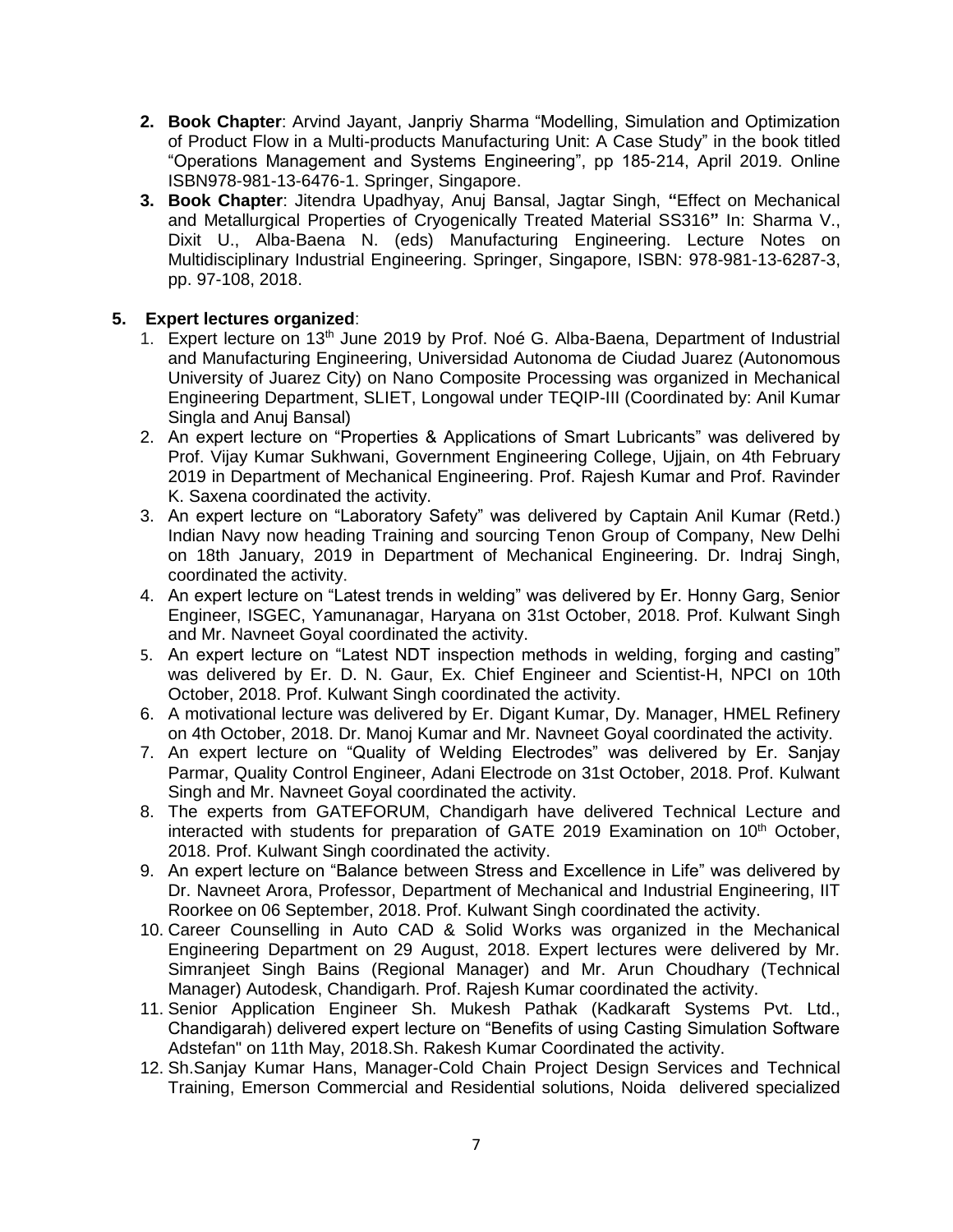2. **Book Chapter**: Arvind Jayant, Janpriy Sharma "Modelling, Simulation and Optimization of Product Flow in a Multi-products Manufacturing Unit: A Case Study" in the book titled "Operations Management and Systems Engineering", pp 185-214, April 2019. Online ISBN978-981-13-6476-1. Springer, Singapore.
3. **Book Chapter**: Jitendra Upadhyay, Anuj Bansal, Jagtar Singh, **"**Effect on Mechanical and Metallurgical Properties of Cryogenically Treated Material SS316**"** In: Sharma V., Dixit U., Alba-Baena N. (eds) Manufacturing Engineering. Lecture Notes on Multidisciplinary Industrial Engineering. Springer, Singapore, ISBN: 978-981-13-6287-3, pp. 97-108, 2018.

**5. Expert lectures organized**:

1. Expert lecture on 13th June 2019 by Prof. Noé G. Alba-Baena, Department of Industrial and Manufacturing Engineering, Universidad Autonoma de Ciudad Juarez (Autonomous University of Juarez City) on Nano Composite Processing was organized in Mechanical Engineering Department, SLIET, Longowal under TEQIP-III (Coordinated by: Anil Kumar Singla and Anuj Bansal)
2. An expert lecture on "Properties & Applications of Smart Lubricants" was delivered by Prof. Vijay Kumar Sukhwani, Government Engineering College, Ujjain, on 4th February 2019 in Department of Mechanical Engineering. Prof. Rajesh Kumar and Prof. Ravinder K. Saxena coordinated the activity.
3. An expert lecture on "Laboratory Safety" was delivered by Captain Anil Kumar (Retd.) Indian Navy now heading Training and sourcing Tenon Group of Company, New Delhi on 18th January, 2019 in Department of Mechanical Engineering. Dr. Indraj Singh, coordinated the activity.
4. An expert lecture on "Latest trends in welding" was delivered by Er. Honny Garg, Senior Engineer, ISGEC, Yamunanagar, Haryana on 31st October, 2018. Prof. Kulwant Singh and Mr. Navneet Goyal coordinated the activity.
5. An expert lecture on "Latest NDT inspection methods in welding, forging and casting" was delivered by Er. D. N. Gaur, Ex. Chief Engineer and Scientist-H, NPCI on 10th October, 2018. Prof. Kulwant Singh coordinated the activity.
6. A motivational lecture was delivered by Er. Digant Kumar, Dy. Manager, HMEL Refinery on 4th October, 2018. Dr. Manoj Kumar and Mr. Navneet Goyal coordinated the activity.
7. An expert lecture on "Quality of Welding Electrodes" was delivered by Er. Sanjay Parmar, Quality Control Engineer, Adani Electrode on 31st October, 2018. Prof. Kulwant Singh and Mr. Navneet Goyal coordinated the activity.
8. The experts from GATEFORUM, Chandigarh have delivered Technical Lecture and interacted with students for preparation of GATE 2019 Examination on 10th October, 2018. Prof. Kulwant Singh coordinated the activity.
9. An expert lecture on "Balance between Stress and Excellence in Life" was delivered by Dr. Navneet Arora, Professor, Department of Mechanical and Industrial Engineering, IIT Roorkee on 06 September, 2018. Prof. Kulwant Singh coordinated the activity.
10. Career Counselling in Auto CAD & Solid Works was organized in the Mechanical Engineering Department on 29 August, 2018. Expert lectures were delivered by Mr. Simranjeet Singh Bains (Regional Manager) and Mr. Arun Choudhary (Technical Manager) Autodesk, Chandigarh. Prof. Rajesh Kumar coordinated the activity.
11. Senior Application Engineer Sh. Mukesh Pathak (Kadkaraft Systems Pvt. Ltd., Chandigarah) delivered expert lecture on "Benefits of using Casting Simulation Software Adstefan" on 11th May, 2018.Sh. Rakesh Kumar Coordinated the activity.
12. Sh.Sanjay Kumar Hans, Manager-Cold Chain Project Design Services and Technical Training, Emerson Commercial and Residential solutions, Noida delivered specialized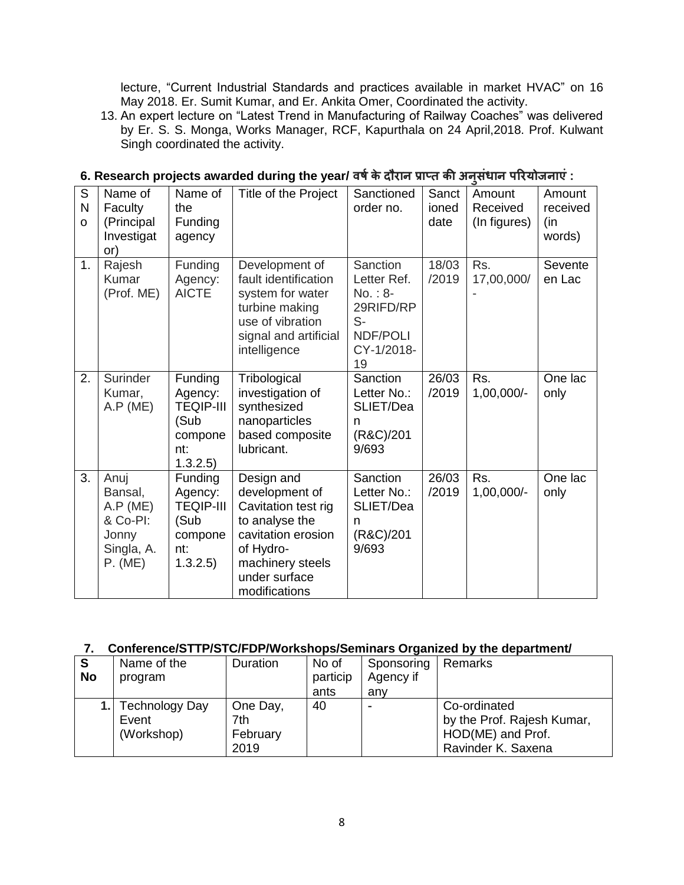lecture, "Current Industrial Standards and practices available in market HVAC" on 16 May 2018. Er. Sumit Kumar, and Er. Ankita Omer, Coordinated the activity.

13. An expert lecture on "Latest Trend in Manufacturing of Railway Coaches" was delivered by Er. S. S. Monga, Works Manager, RCF, Kapurthala on 24 April,2018. Prof. Kulwant Singh coordinated the activity.

### 6. Research projects awarded during the year/ वर्ष के दौरान प्राप्त की अनुसंधान परियोजनाएं :

| S No | Name of Faculty (Principal Investigator) | Name of the Funding agency | Title of the Project | Sanctioned order no. | Sanctioned date | Amount Received (In figures) | Amount received (in words) |
|---|---|---|---|---|---|---|---|
| 1. | Rajesh Kumar (Prof. ME) | Funding Agency: AICTE | Development of fault identification system for water turbine making use of vibration signal and artificial intelligence | Sanction Letter Ref. No. : 8-29RIFD/RPS-NDF/POLICY-1/2018-19 | 18/03/2019 | Rs. 17,00,000/- | Seventeen Lac |
| 2. | Surinder Kumar, A.P (ME) | Funding Agency: TEQIP-III (Sub component: 1.3.2.5) | Tribological investigation of synthesized nanoparticles based composite lubricant. | Sanction Letter No.: SLIET/Dean (R&C)/2019/693 | 26/03/2019 | Rs. 1,00,000/- | One lac only |
| 3. | Anuj Bansal, A.P (ME) & Co-PI: Jonny Singla, A. P. (ME) | Funding Agency: TEQIP-III (Sub component: 1.3.2.5) | Design and development of Cavitation test rig to analyse the cavitation erosion of Hydro-machinery steels under surface modifications | Sanction Letter No.: SLIET/Dean (R&C)/2019/693 | 26/03/2019 | Rs. 1,00,000/- | One lac only |

### 7. Conference/STTP/STC/FDP/Workshops/Seminars Organized by the department/

| S No | Name of the program | Duration | No of participants | Sponsoring Agency if any | Remarks |
|---|---|---|---|---|---|
| 1. | Technology Day Event (Workshop) | One Day, 7th February 2019 | 40 | - | Co-ordinated by the Prof. Rajesh Kumar, HOD(ME) and Prof. Ravinder K. Saxena |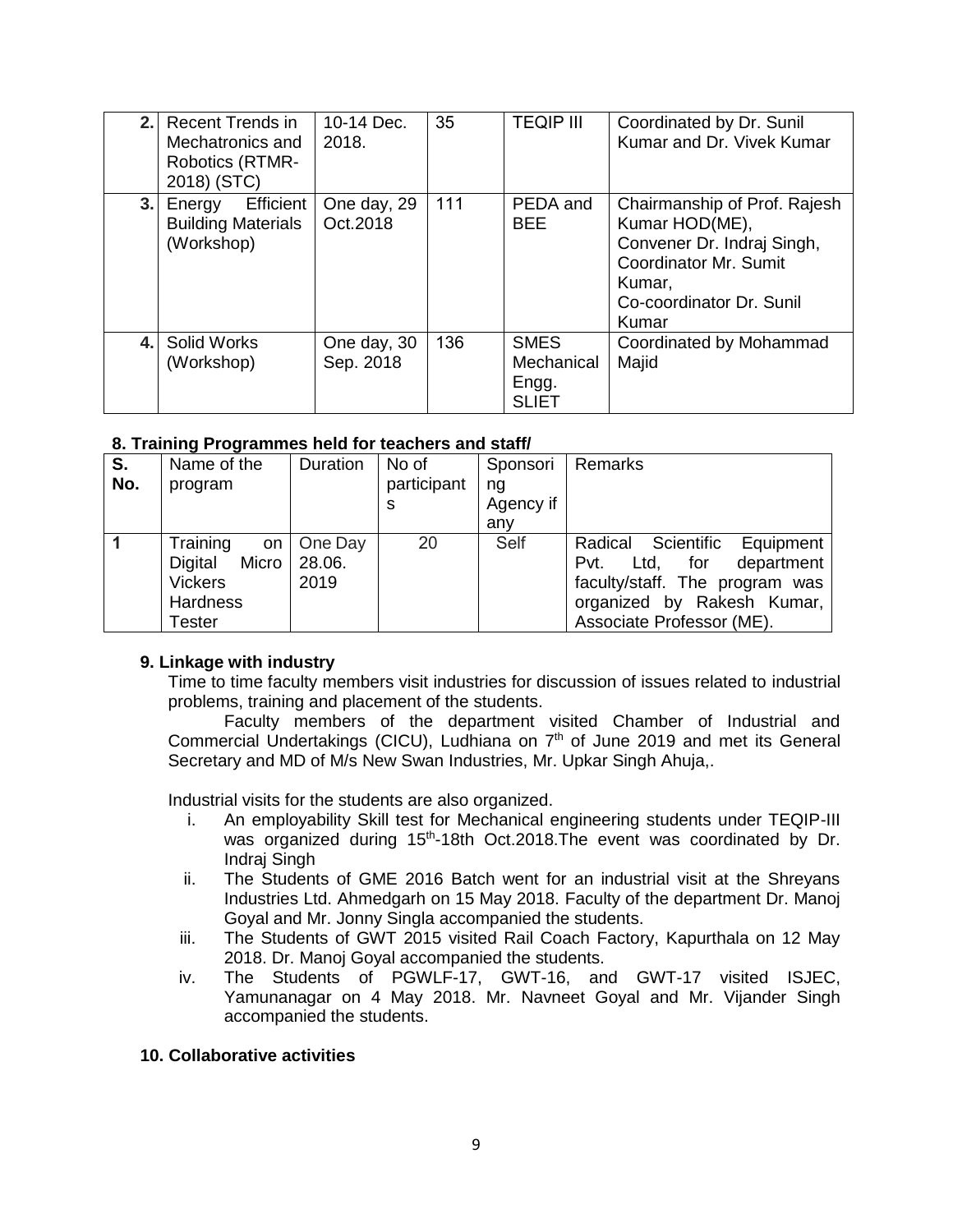| | | | | | |
|---|---|---|---|---|---|
| **2.** | Recent Trends in Mechatronics and Robotics (RTMR-2018) (STC) | 10-14 Dec. 2018. | 35 | TEQIP III | Coordinated by Dr. Sunil Kumar and Dr. Vivek Kumar |
| **3.** | Energy Efficient Building Materials (Workshop) | One day, 29 Oct.2018 | 111 | PEDA and BEE | Chairmanship of Prof. Rajesh Kumar HOD(ME), Convener Dr. Indraj Singh, Coordinator Mr. Sumit Kumar, Co-coordinator Dr. Sunil Kumar |
| **4.** | Solid Works (Workshop) | One day, 30 Sep. 2018 | 136 | SMES Mechanical Engg. SLIET | Coordinated by Mohammad Majid |

**8. Training Programmes held for teachers and staff/**

| S. No. | Name of the program | Duration | No of participants | Sponsoring Agency if any | Remarks |
|---|---|---|---|---|---|
| **1** | Training on Digital Micro Vickers Hardness Tester | One Day 28.06. 2019 | 20 | Self | Radical Scientific Equipment Pvt. Ltd, for department faculty/staff. The program was organized by Rakesh Kumar, Associate Professor (ME). |

**9. Linkage with industry**

Time to time faculty members visit industries for discussion of issues related to industrial problems, training and placement of the students.

Faculty members of the department visited Chamber of Industrial and Commercial Undertakings (CICU), Ludhiana on 7th of June 2019 and met its General Secretary and MD of M/s New Swan Industries, Mr. Upkar Singh Ahuja,.

Industrial visits for the students are also organized.

i. An employability Skill test for Mechanical engineering students under TEQIP-III was organized during 15th-18th Oct.2018.The event was coordinated by Dr. Indraj Singh
ii. The Students of GME 2016 Batch went for an industrial visit at the Shreyans Industries Ltd. Ahmedgarh on 15 May 2018. Faculty of the department Dr. Manoj Goyal and Mr. Jonny Singla accompanied the students.
iii. The Students of GWT 2015 visited Rail Coach Factory, Kapurthala on 12 May 2018. Dr. Manoj Goyal accompanied the students.
iv. The Students of PGWLF-17, GWT-16, and GWT-17 visited ISJEC, Yamunanagar on 4 May 2018. Mr. Navneet Goyal and Mr. Vijander Singh accompanied the students.

**10. Collaborative activities**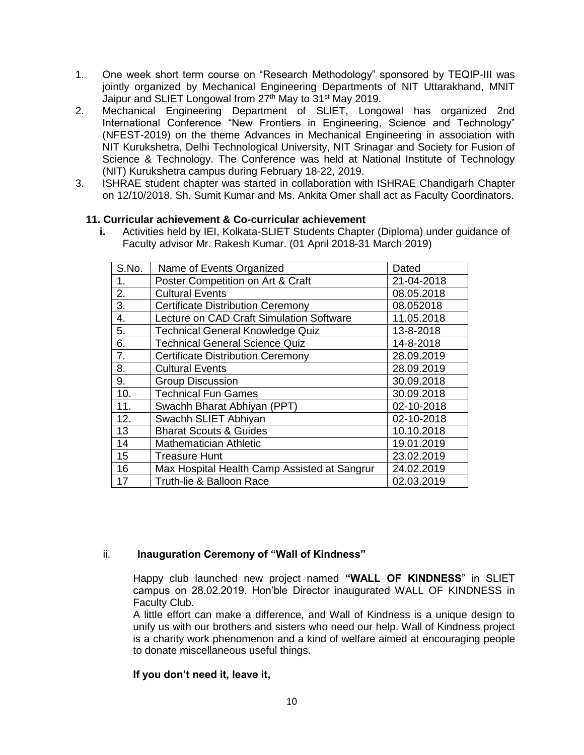1. One week short term course on “Research Methodology” sponsored by TEQIP-III was jointly organized by Mechanical Engineering Departments of NIT Uttarakhand, MNIT Jaipur and SLIET Longowal from 27th May to 31st May 2019.
2. Mechanical Engineering Department of SLIET, Longowal has organized 2nd International Conference “New Frontiers in Engineering, Science and Technology” (NFEST-2019) on the theme Advances in Mechanical Engineering in association with NIT Kurukshetra, Delhi Technological University, NIT Srinagar and Society for Fusion of Science & Technology. The Conference was held at National Institute of Technology (NIT) Kurukshetra campus during February 18-22, 2019.
3. ISHRAE student chapter was started in collaboration with ISHRAE Chandigarh Chapter on 12/10/2018. Sh. Sumit Kumar and Ms. Ankita Omer shall act as Faculty Coordinators.

### 11. Curricular achievement & Co-curricular achievement

**i.** Activities held by IEI, Kolkata-SLIET Students Chapter (Diploma) under guidance of Faculty advisor Mr. Rakesh Kumar. (01 April 2018-31 March 2019)

| S.No. | Name of Events Organized | Dated |
|---|---|---|
| 1. | Poster Competition on Art & Craft | 21-04-2018 |
| 2. | Cultural Events | 08.05.2018 |
| 3. | Certificate Distribution Ceremony | 08.052018 |
| 4. | Lecture on CAD Craft Simulation Software | 11.05.2018 |
| 5. | Technical General Knowledge Quiz | 13-8-2018 |
| 6. | Technical General Science Quiz | 14-8-2018 |
| 7. | Certificate Distribution Ceremony | 28.09.2019 |
| 8. | Cultural Events | 28.09.2019 |
| 9. | Group Discussion | 30.09.2018 |
| 10. | Technical Fun Games | 30.09.2018 |
| 11. | Swachh Bharat Abhiyan (PPT) | 02-10-2018 |
| 12. | Swachh SLIET Abhiyan | 02-10-2018 |
| 13 | Bharat Scouts & Guides | 10.10.2018 |
| 14 | Mathematician Athletic | 19.01.2019 |
| 15 | Treasure Hunt | 23.02.2019 |
| 16 | Max Hospital Health Camp Assisted at Sangrur | 24.02.2019 |
| 17 | Truth-lie & Balloon Race | 02.03.2019 |

ii. **Inauguration Ceremony of “Wall of Kindness”**

Happy club launched new project named **“WALL OF KINDNESS**” in SLIET campus on 28.02.2019. Hon’ble Director inaugurated WALL OF KINDNESS in Faculty Club.

A little effort can make a difference, and Wall of Kindness is a unique design to unify us with our brothers and sisters who need our help. Wall of Kindness project is a charity work phenomenon and a kind of welfare aimed at encouraging people to donate miscellaneous useful things.

**If you don’t need it, leave it,**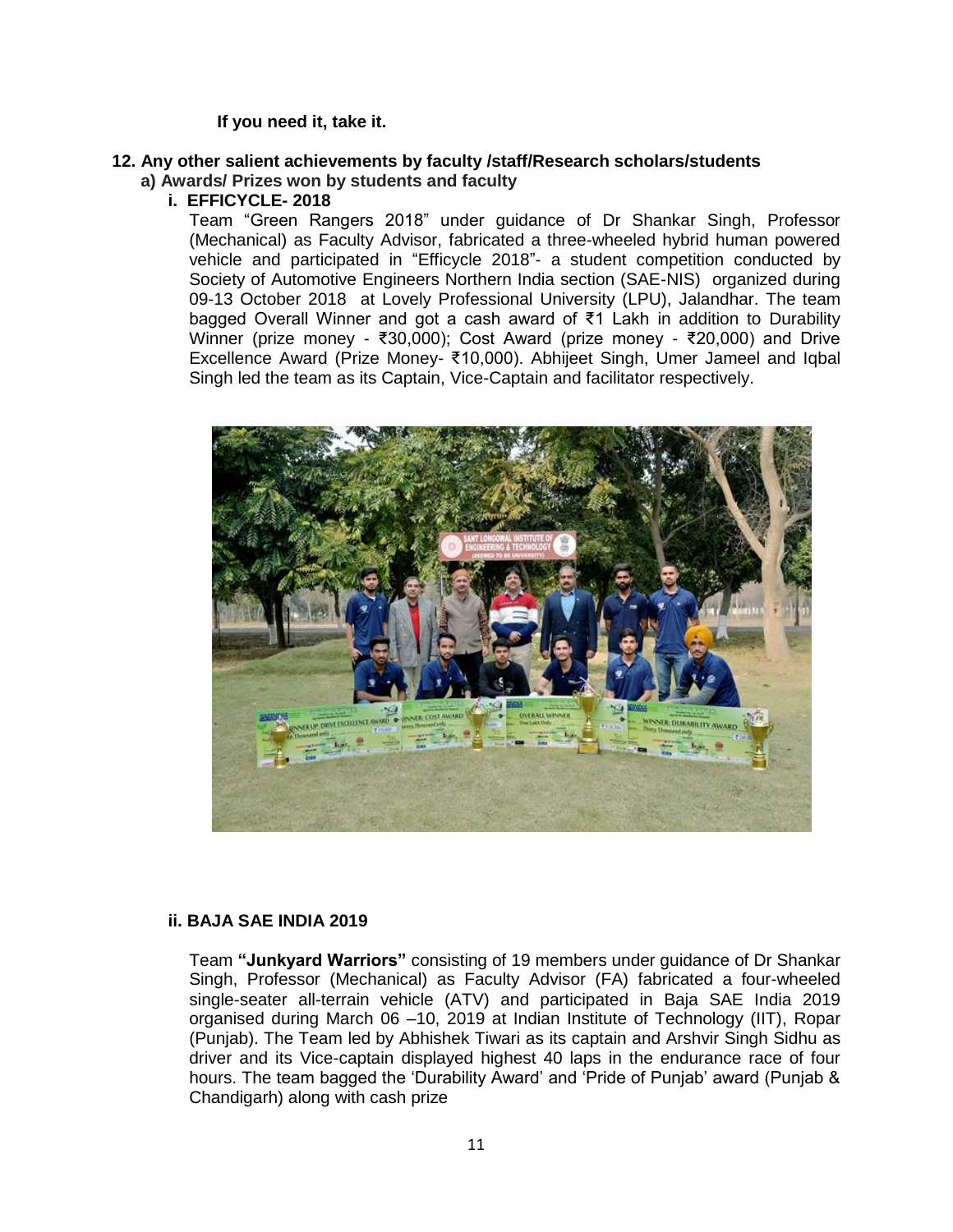**If you need it, take it.**

## 12. Any other salient achievements by faculty /staff/Research scholars/students

### a) Awards/ Prizes won by students and faculty

#### i. EFFICYCLE- 2018

Team "Green Rangers 2018" under guidance of Dr Shankar Singh, Professor (Mechanical) as Faculty Advisor, fabricated a three-wheeled hybrid human powered vehicle and participated in "Efficycle 2018"- a student competition conducted by Society of Automotive Engineers Northern India section (SAE-NIS) organized during 09-13 October 2018 at Lovely Professional University (LPU), Jalandhar. The team bagged Overall Winner and got a cash award of ₹1 Lakh in addition to Durability Winner (prize money - ₹30,000); Cost Award (prize money - ₹20,000) and Drive Excellence Award (Prize Money- ₹10,000). Abhijeet Singh, Umer Jameel and Iqbal Singh led the team as its Captain, Vice-Captain and facilitator respectively.

#### ii. BAJA SAE INDIA 2019

Team **"Junkyard Warriors"** consisting of 19 members under guidance of Dr Shankar Singh, Professor (Mechanical) as Faculty Advisor (FA) fabricated a four-wheeled single-seater all-terrain vehicle (ATV) and participated in Baja SAE India 2019 organised during March 06 –10, 2019 at Indian Institute of Technology (IIT), Ropar (Punjab). The Team led by Abhishek Tiwari as its captain and Arshvir Singh Sidhu as driver and its Vice-captain displayed highest 40 laps in the endurance race of four hours. The team bagged the 'Durability Award' and 'Pride of Punjab' award (Punjab & Chandigarh) along with cash prize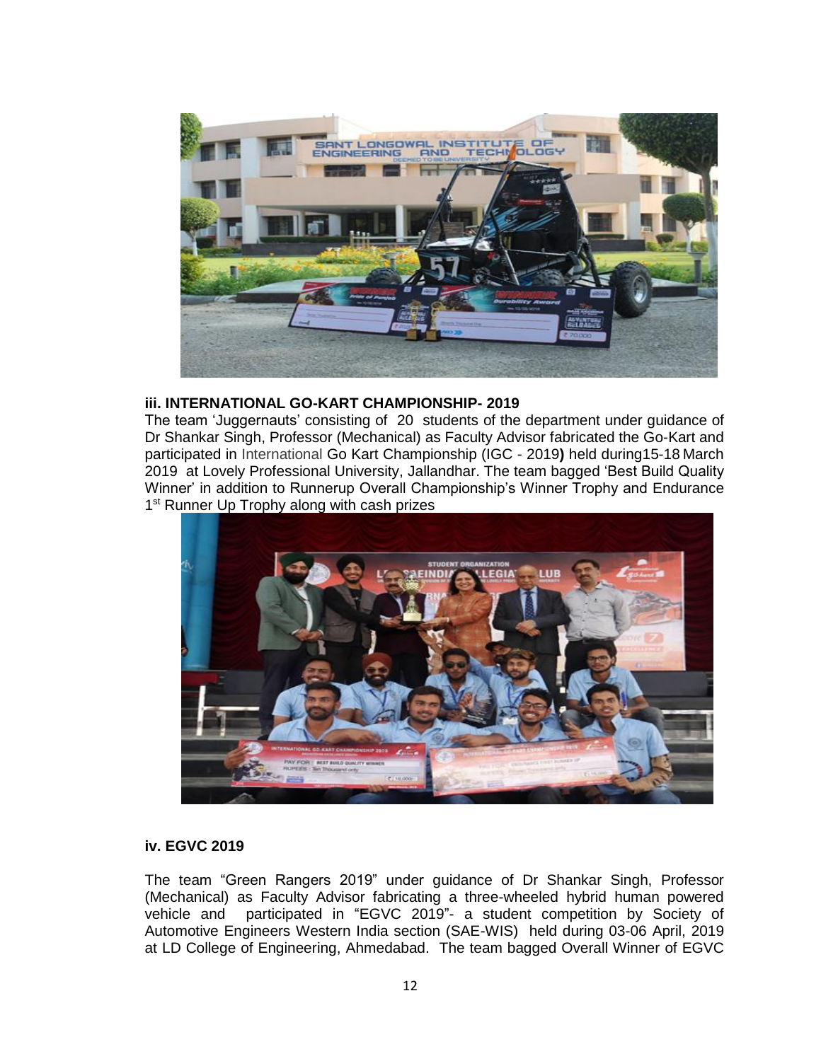### iii. INTERNATIONAL GO-KART CHAMPIONSHIP- 2019

The team 'Juggernauts' consisting of 20 students of the department under guidance of Dr Shankar Singh, Professor (Mechanical) as Faculty Advisor fabricated the Go-Kart and participated in International Go Kart Championship (IGC - 2019**)** held during15-18 March 2019 at Lovely Professional University, Jallandhar. The team bagged 'Best Build Quality Winner' in addition to Runnerup Overall Championship's Winner Trophy and Endurance 1st Runner Up Trophy along with cash prizes

### iv. EGVC 2019

The team "Green Rangers 2019" under guidance of Dr Shankar Singh, Professor (Mechanical) as Faculty Advisor fabricating a three-wheeled hybrid human powered vehicle and participated in "EGVC 2019"- a student competition by Society of Automotive Engineers Western India section (SAE-WIS) held during 03-06 April, 2019 at LD College of Engineering, Ahmedabad. The team bagged Overall Winner of EGVC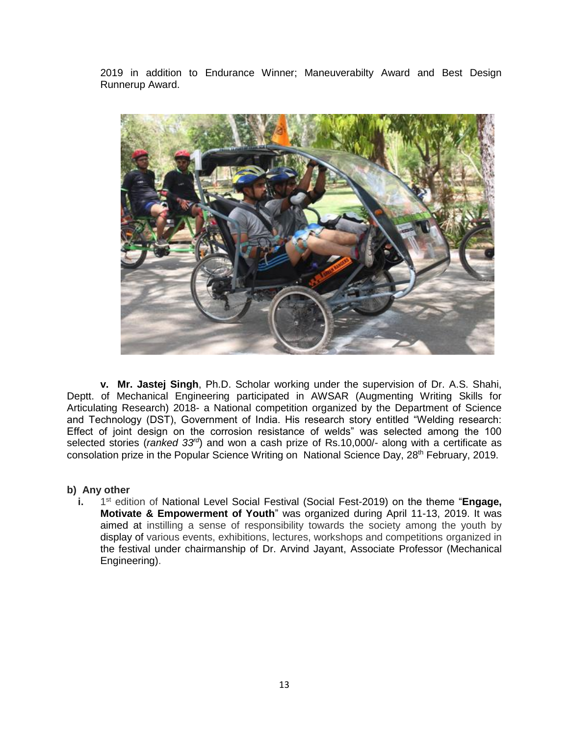2019 in addition to Endurance Winner; Maneuverabilty Award and Best Design Runnerup Award.

**v. Mr. Jastej Singh**, Ph.D. Scholar working under the supervision of Dr. A.S. Shahi, Deptt. of Mechanical Engineering participated in AWSAR (Augmenting Writing Skills for Articulating Research) 2018- a National competition organized by the Department of Science and Technology (DST), Government of India. His research story entitled "Welding research: Effect of joint design on the corrosion resistance of welds" was selected among the 100 selected stories (*ranked 33rd*) and won a cash prize of Rs.10,000/- along with a certificate as consolation prize in the Popular Science Writing on National Science Day, 28th February, 2019.

**b) Any other**

**i.** 1st edition of National Level Social Festival (Social Fest-2019) on the theme "**Engage, Motivate & Empowerment of Youth**" was organized during April 11-13, 2019. It was aimed at instilling a sense of responsibility towards the society among the youth by display of various events, exhibitions, lectures, workshops and competitions organized in the festival under chairmanship of Dr. Arvind Jayant, Associate Professor (Mechanical Engineering).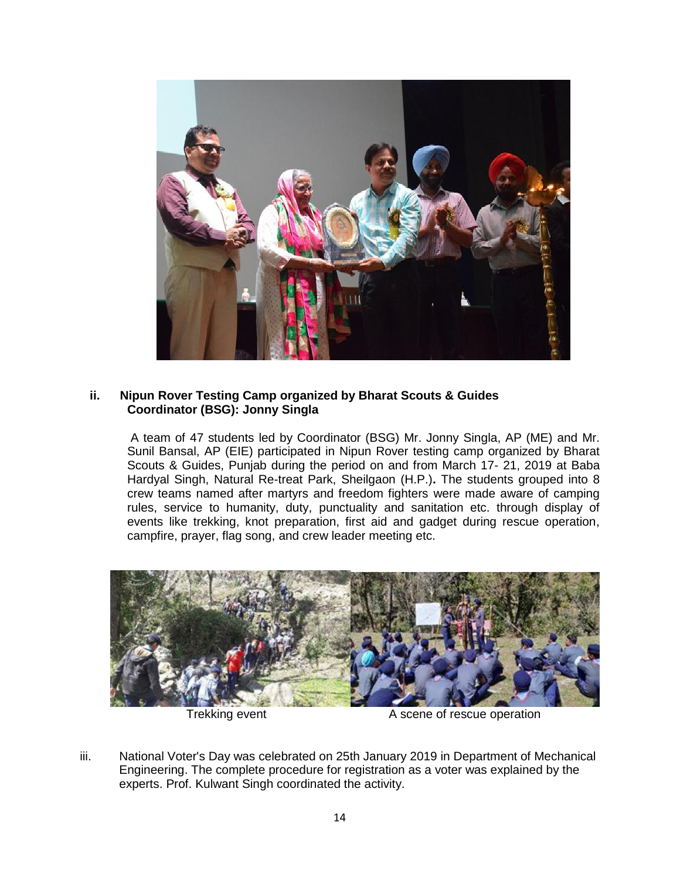**ii. Nipun Rover Testing Camp organized by Bharat Scouts & Guides**
**Coordinator (BSG): Jonny Singla**

A team of 47 students led by Coordinator (BSG) Mr. Jonny Singla, AP (ME) and Mr. Sunil Bansal, AP (EIE) participated in Nipun Rover testing camp organized by Bharat Scouts & Guides, Punjab during the period on and from March 17- 21, 2019 at Baba Hardyal Singh, Natural Re-treat Park, Sheilgaon (H.P.). The students grouped into 8 crew teams named after martyrs and freedom fighters were made aware of camping rules, service to humanity, duty, punctuality and sanitation etc. through display of events like trekking, knot preparation, first aid and gadget during rescue operation, campfire, prayer, flag song, and crew leader meeting etc.

Trekking event

A scene of rescue operation

iii. National Voter's Day was celebrated on 25th January 2019 in Department of Mechanical Engineering. The complete procedure for registration as a voter was explained by the experts. Prof. Kulwant Singh coordinated the activity.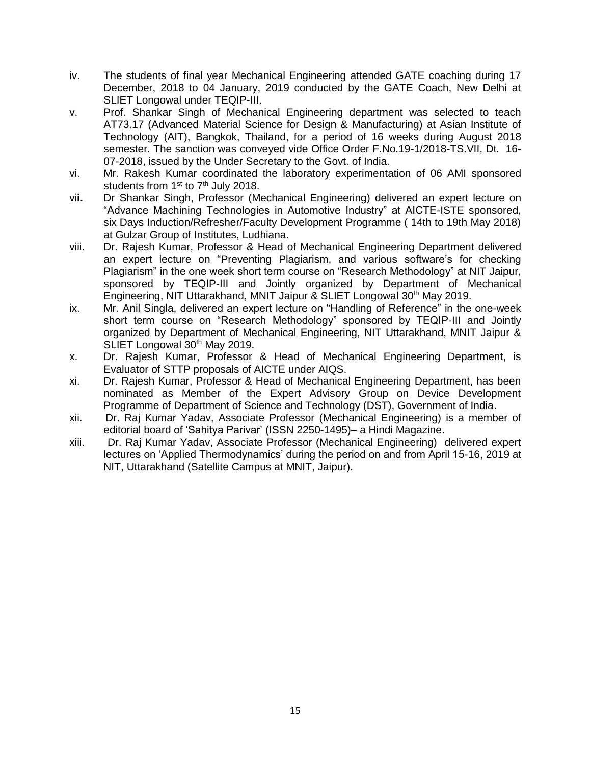iv. The students of final year Mechanical Engineering attended GATE coaching during 17 December, 2018 to 04 January, 2019 conducted by the GATE Coach, New Delhi at SLIET Longowal under TEQIP-III.

v. Prof. Shankar Singh of Mechanical Engineering department was selected to teach AT73.17 (Advanced Material Science for Design & Manufacturing) at Asian Institute of Technology (AIT), Bangkok, Thailand, for a period of 16 weeks during August 2018 semester. The sanction was conveyed vide Office Order F.No.19-1/2018-TS.VII, Dt. 16-07-2018, issued by the Under Secretary to the Govt. of India.

vi. Mr. Rakesh Kumar coordinated the laboratory experimentation of 06 AMI sponsored students from 1st to 7th July 2018.

vii. Dr Shankar Singh, Professor (Mechanical Engineering) delivered an expert lecture on "Advance Machining Technologies in Automotive Industry" at AICTE-ISTE sponsored, six Days Induction/Refresher/Faculty Development Programme ( 14th to 19th May 2018) at Gulzar Group of Institutes, Ludhiana.

viii. Dr. Rajesh Kumar, Professor & Head of Mechanical Engineering Department delivered an expert lecture on "Preventing Plagiarism, and various software's for checking Plagiarism" in the one week short term course on "Research Methodology" at NIT Jaipur, sponsored by TEQIP-III and Jointly organized by Department of Mechanical Engineering, NIT Uttarakhand, MNIT Jaipur & SLIET Longowal 30th May 2019.

ix. Mr. Anil Singla, delivered an expert lecture on "Handling of Reference" in the one-week short term course on "Research Methodology" sponsored by TEQIP-III and Jointly organized by Department of Mechanical Engineering, NIT Uttarakhand, MNIT Jaipur & SLIET Longowal 30th May 2019.

x. Dr. Rajesh Kumar, Professor & Head of Mechanical Engineering Department, is Evaluator of STTP proposals of AICTE under AIQS.

xi. Dr. Rajesh Kumar, Professor & Head of Mechanical Engineering Department, has been nominated as Member of the Expert Advisory Group on Device Development Programme of Department of Science and Technology (DST), Government of India.

xii. Dr. Raj Kumar Yadav, Associate Professor (Mechanical Engineering) is a member of editorial board of 'Sahitya Parivar' (ISSN 2250-1495)– a Hindi Magazine.

xiii. Dr. Raj Kumar Yadav, Associate Professor (Mechanical Engineering) delivered expert lectures on 'Applied Thermodynamics' during the period on and from April 15-16, 2019 at NIT, Uttarakhand (Satellite Campus at MNIT, Jaipur).